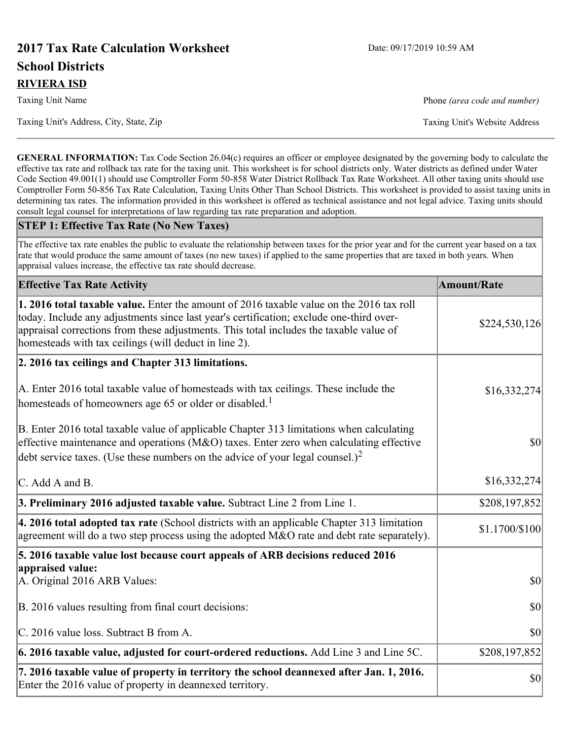# 2017 Tax Rate Calculation Worksheet

Date: 09/17/2019 10:59 AM

## School Districts

**RIVIERA ISD**

Taxing Unit Name

Phone *(area code and number)*

Taxing Unit's Address, City, State, Zip

Taxing Unit's Website Address

**GENERAL INFORMATION:** Tax Code Section 26.04(c) requires an officer or employee designated by the governing body to calculate the effective tax rate and rollback tax rate for the taxing unit. This worksheet is for school districts only. Water districts as defined under Water Code Section 49.001(1) should use Comptroller Form 50-858 Water District Rollback Tax Rate Worksheet. All other taxing units should use Comptroller Form 50-856 Tax Rate Calculation, Taxing Units Other Than School Districts. This worksheet is provided to assist taxing units in determining tax rates. The information provided in this worksheet is offered as technical assistance and not legal advice. Taxing units should consult legal counsel for interpretations of law regarding tax rate preparation and adoption.

### STEP 1: Effective Tax Rate (No New Taxes)

The effective tax rate enables the public to evaluate the relationship between taxes for the prior year and for the current year based on a tax rate that would produce the same amount of taxes (no new taxes) if applied to the same properties that are taxed in both years. When appraisal values increase, the effective tax rate should decrease.

| Effective Tax Rate Activity | Amount/Rate |
|---|---|
| **1. 2016 total taxable value.** Enter the amount of 2016 taxable value on the 2016 tax roll today. Include any adjustments since last year's certification; exclude one-third over-appraisal corrections from these adjustments. This total includes the taxable value of homesteads with tax ceilings (will deduct in line 2). | $224,530,126 |
| **2. 2016 tax ceilings and Chapter 313 limitations.** | |
| A. Enter 2016 total taxable value of homesteads with tax ceilings. These include the homesteads of homeowners age 65 or older or disabled.[1] | $16,332,274 |
| B. Enter 2016 total taxable value of applicable Chapter 313 limitations when calculating effective maintenance and operations (M&O) taxes. Enter zero when calculating effective debt service taxes. (Use these numbers on the advice of your legal counsel.)[2] | $0 |
| C. Add A and B. | $16,332,274 |
| **3. Preliminary 2016 adjusted taxable value.** Subtract Line 2 from Line 1. | $208,197,852 |
| **4. 2016 total adopted tax rate** (School districts with an applicable Chapter 313 limitation agreement will do a two step process using the adopted M&O rate and debt rate separately). | $1.1700/$100 |
| **5. 2016 taxable value lost because court appeals of ARB decisions reduced 2016 appraised value:** | |
| A. Original 2016 ARB Values: | $0 |
| B. 2016 values resulting from final court decisions: | $0 |
| C. 2016 value loss. Subtract B from A. | $0 |
| **6. 2016 taxable value, adjusted for court-ordered reductions.** Add Line 3 and Line 5C. | $208,197,852 |
| **7. 2016 taxable value of property in territory the school deannexed after Jan. 1, 2016.** Enter the 2016 value of property in deannexed territory. | $0 |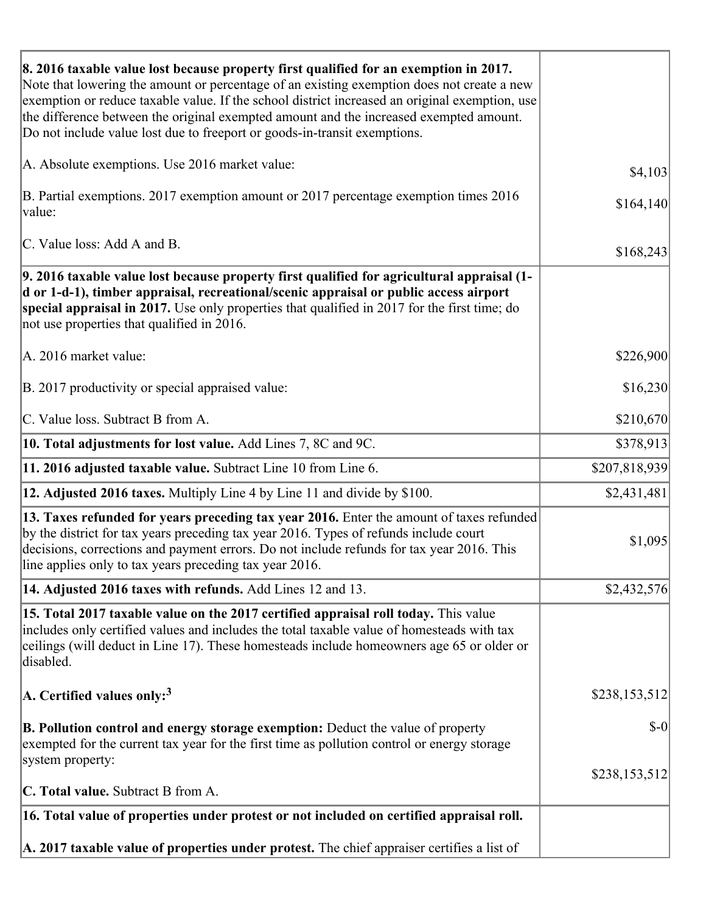| | |
|---|---|
| **8. 2016 taxable value lost because property first qualified for an exemption in 2017.** Note that lowering the amount or percentage of an existing exemption does not create a new exemption or reduce taxable value. If the school district increased an original exemption, use the difference between the original exempted amount and the increased exempted amount. Do not include value lost due to freeport or goods-in-transit exemptions.<br><br>A. Absolute exemptions. Use 2016 market value:<br><br>B. Partial exemptions. 2017 exemption amount or 2017 percentage exemption times 2016 value:<br><br>C. Value loss: Add A and B. | <br><br><br><br><br>$4,103<br><br>$164,140<br><br>$168,243 |
| **9. 2016 taxable value lost because property first qualified for agricultural appraisal (1-d or 1-d-1), timber appraisal, recreational/scenic appraisal or public access airport special appraisal in 2017.** Use only properties that qualified in 2017 for the first time; do not use properties that qualified in 2016.<br><br>A. 2016 market value:<br><br>B. 2017 productivity or special appraised value:<br><br>C. Value loss. Subtract B from A. | <br><br><br><br>$226,900<br><br>$16,230<br><br>$210,670 |
| **10. Total adjustments for lost value.** Add Lines 7, 8C and 9C. | $378,913 |
| **11. 2016 adjusted taxable value.** Subtract Line 10 from Line 6. | $207,818,939 |
| **12. Adjusted 2016 taxes.** Multiply Line 4 by Line 11 and divide by $100. | $2,431,481 |
| **13. Taxes refunded for years preceding tax year 2016.** Enter the amount of taxes refunded by the district for tax years preceding tax year 2016. Types of refunds include court decisions, corrections and payment errors. Do not include refunds for tax year 2016. This line applies only to tax years preceding tax year 2016. | $1,095 |
| **14. Adjusted 2016 taxes with refunds.** Add Lines 12 and 13. | $2,432,576 |
| **15. Total 2017 taxable value on the 2017 certified appraisal roll today.** This value includes only certified values and includes the total taxable value of homesteads with tax ceilings (will deduct in Line 17). These homesteads include homeowners age 65 or older or disabled.<br><br>**A. Certified values only:**[3]<br><br>**B. Pollution control and energy storage exemption:** Deduct the value of property exempted for the current tax year for the first time as pollution control or energy storage system property:<br><br>**C. Total value.** Subtract B from A. | <br><br><br><br>$238,153,512<br><br>$-0<br><br>$238,153,512 |
| **16. Total value of properties under protest or not included on certified appraisal roll.**<br><br>**A. 2017 taxable value of properties under protest.** The chief appraiser certifies a list of | |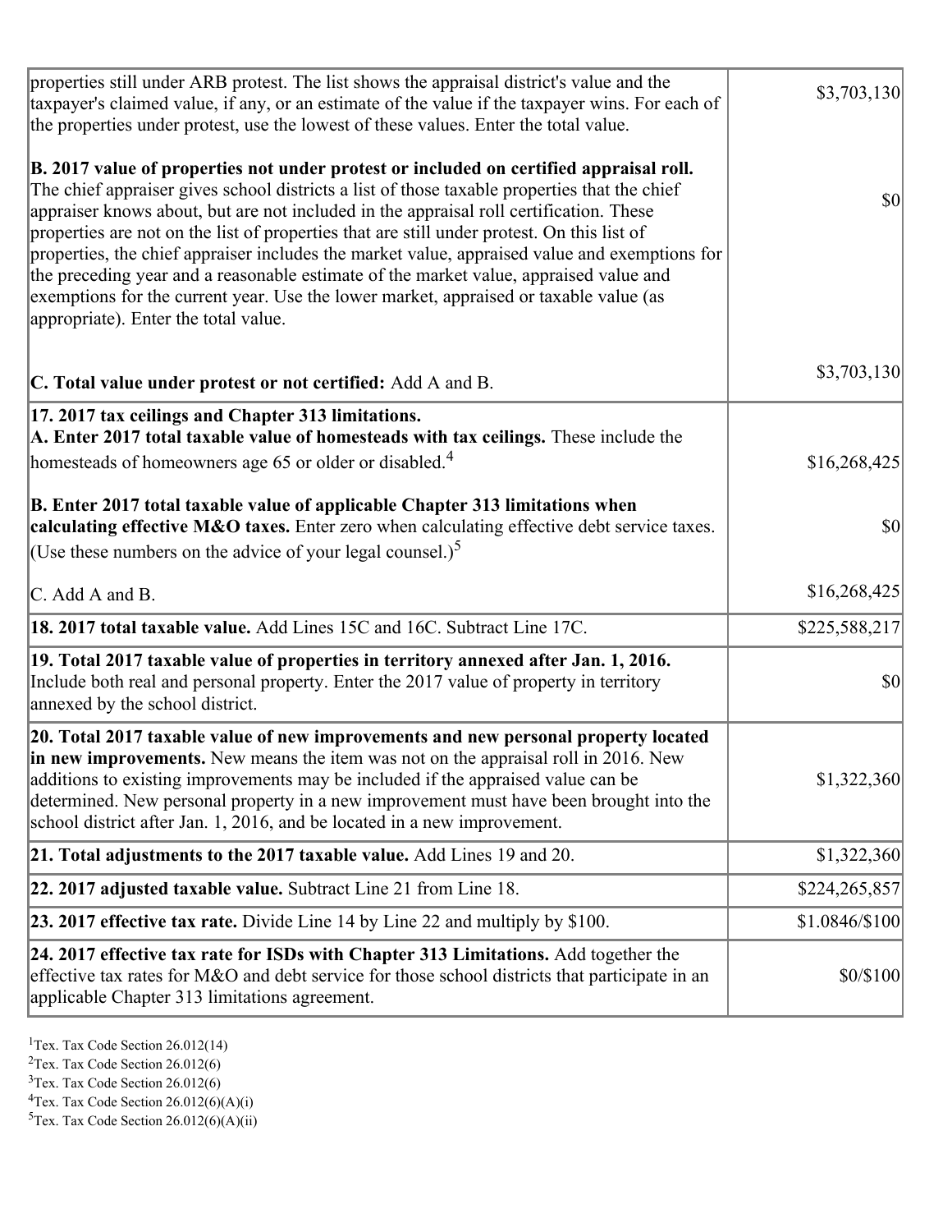| | |
|---|---|
| properties still under ARB protest. The list shows the appraisal district's value and the taxpayer's claimed value, if any, or an estimate of the value if the taxpayer wins. For each of the properties under protest, use the lowest of these values. Enter the total value. | $3,703,130 |
| **B. 2017 value of properties not under protest or included on certified appraisal roll.** The chief appraiser gives school districts a list of those taxable properties that the chief appraiser knows about, but are not included in the appraisal roll certification. These properties are not on the list of properties that are still under protest. On this list of properties, the chief appraiser includes the market value, appraised value and exemptions for the preceding year and a reasonable estimate of the market value, appraised value and exemptions for the current year. Use the lower market, appraised or taxable value (as appropriate). Enter the total value. | $0 |
| **C. Total value under protest or not certified:** Add A and B. | $3,703,130 |
| **17. 2017 tax ceilings and Chapter 313 limitations.** **A. Enter 2017 total taxable value of homesteads with tax ceilings.** These include the homesteads of homeowners age 65 or older or disabled.[4] | $16,268,425 |
| **B. Enter 2017 total taxable value of applicable Chapter 313 limitations when calculating effective M&O taxes.** Enter zero when calculating effective debt service taxes. (Use these numbers on the advice of your legal counsel.)[5] | $0 |
| C. Add A and B. | $16,268,425 |
| **18. 2017 total taxable value.** Add Lines 15C and 16C. Subtract Line 17C. | $225,588,217 |
| **19. Total 2017 taxable value of properties in territory annexed after Jan. 1, 2016.** Include both real and personal property. Enter the 2017 value of property in territory annexed by the school district. | $0 |
| **20. Total 2017 taxable value of new improvements and new personal property located in new improvements.** New means the item was not on the appraisal roll in 2016. New additions to existing improvements may be included if the appraised value can be determined. New personal property in a new improvement must have been brought into the school district after Jan. 1, 2016, and be located in a new improvement. | $1,322,360 |
| **21. Total adjustments to the 2017 taxable value.** Add Lines 19 and 20. | $1,322,360 |
| **22. 2017 adjusted taxable value.** Subtract Line 21 from Line 18. | $224,265,857 |
| **23. 2017 effective tax rate.** Divide Line 14 by Line 22 and multiply by $100. | $1.0846/$100 |
| **24. 2017 effective tax rate for ISDs with Chapter 313 Limitations.** Add together the effective tax rates for M&O and debt service for those school districts that participate in an applicable Chapter 313 limitations agreement. | $0/$100 |

[1]Tex. Tax Code Section 26.012(14)
[2]Tex. Tax Code Section 26.012(6)
[3]Tex. Tax Code Section 26.012(6)
[4]Tex. Tax Code Section 26.012(6)(A)(i)
[5]Tex. Tax Code Section 26.012(6)(A)(ii)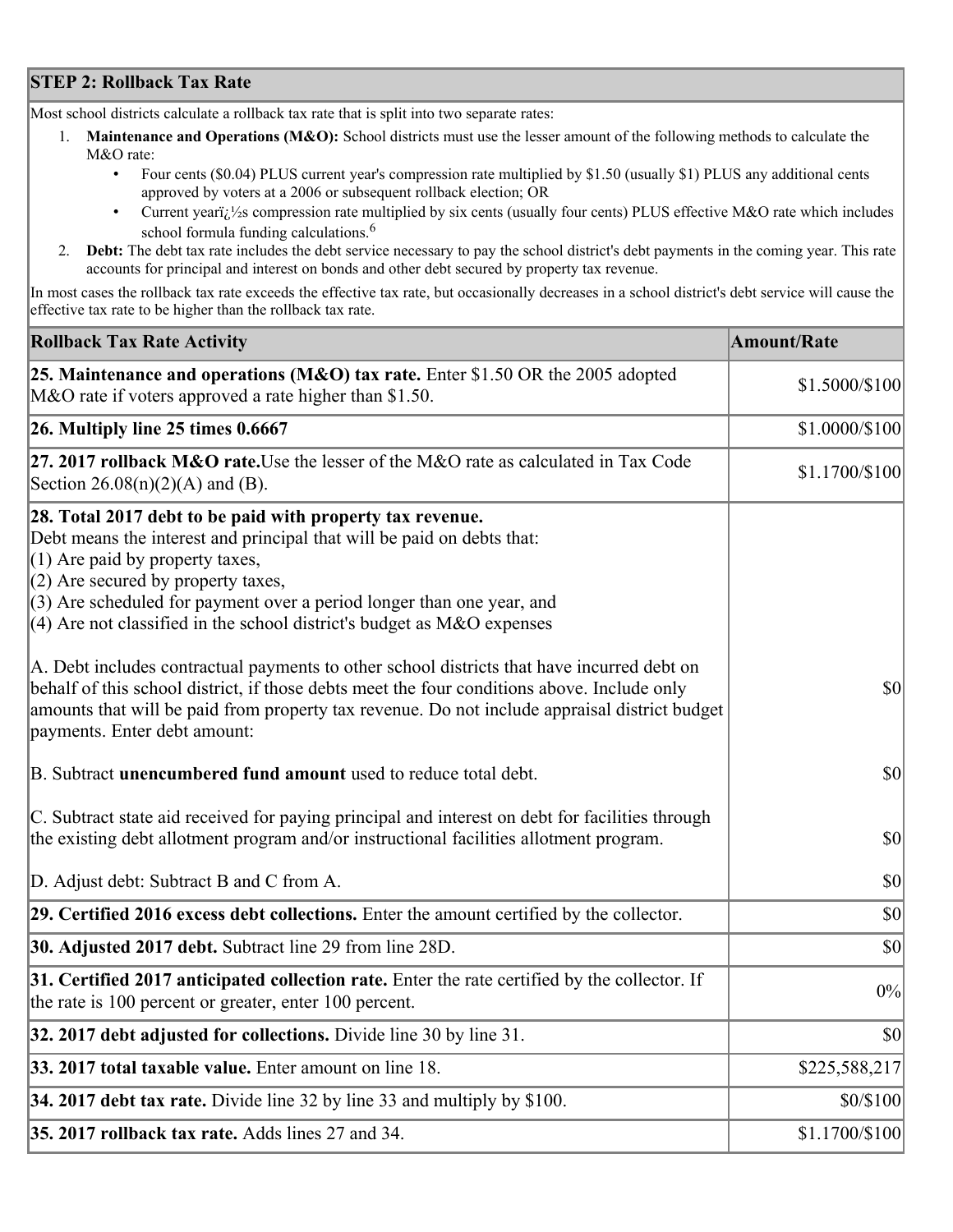## STEP 2: Rollback Tax Rate

Most school districts calculate a rollback tax rate that is split into two separate rates:

1. **Maintenance and Operations (M&O):** School districts must use the lesser amount of the following methods to calculate the M&O rate:
   - Four cents ($0.04) PLUS current year's compression rate multiplied by $1.50 (usually $1) PLUS any additional cents approved by voters at a 2006 or subsequent rollback election; OR
   - Current yearï¿½s compression rate multiplied by six cents (usually four cents) PLUS effective M&O rate which includes school formula funding calculations.[6]
2. **Debt:** The debt tax rate includes the debt service necessary to pay the school district's debt payments in the coming year. This rate accounts for principal and interest on bonds and other debt secured by property tax revenue.

In most cases the rollback tax rate exceeds the effective tax rate, but occasionally decreases in a school district's debt service will cause the effective tax rate to be higher than the rollback tax rate.

| Rollback Tax Rate Activity | Amount/Rate |
|---|---|
| **25. Maintenance and operations (M&O) tax rate.** Enter $1.50 OR the 2005 adopted M&O rate if voters approved a rate higher than $1.50. | $1.5000/$100 |
| **26. Multiply line 25 times 0.6667** | $1.0000/$100 |
| **27. 2017 rollback M&O rate.** Use the lesser of the M&O rate as calculated in Tax Code Section 26.08(n)(2)(A) and (B). | $1.1700/$100 |
| **28. Total 2017 debt to be paid with property tax revenue.** Debt means the interest and principal that will be paid on debts that: (1) Are paid by property taxes, (2) Are secured by property taxes, (3) Are scheduled for payment over a period longer than one year, and (4) Are not classified in the school district's budget as M&O expenses<br><br>A. Debt includes contractual payments to other school districts that have incurred debt on behalf of this school district, if those debts meet the four conditions above. Include only amounts that will be paid from property tax revenue. Do not include appraisal district budget payments. Enter debt amount: | $0 |
| B. Subtract **unencumbered fund amount** used to reduce total debt. | $0 |
| C. Subtract state aid received for paying principal and interest on debt for facilities through the existing debt allotment program and/or instructional facilities allotment program. | $0 |
| D. Adjust debt: Subtract B and C from A. | $0 |
| **29. Certified 2016 excess debt collections.** Enter the amount certified by the collector. | $0 |
| **30. Adjusted 2017 debt.** Subtract line 29 from line 28D. | $0 |
| **31. Certified 2017 anticipated collection rate.** Enter the rate certified by the collector. If the rate is 100 percent or greater, enter 100 percent. | 0% |
| **32. 2017 debt adjusted for collections.** Divide line 30 by line 31. | $0 |
| **33. 2017 total taxable value.** Enter amount on line 18. | $225,588,217 |
| **34. 2017 debt tax rate.** Divide line 32 by line 33 and multiply by $100. | $0/$100 |
| **35. 2017 rollback tax rate.** Adds lines 27 and 34. | $1.1700/$100 |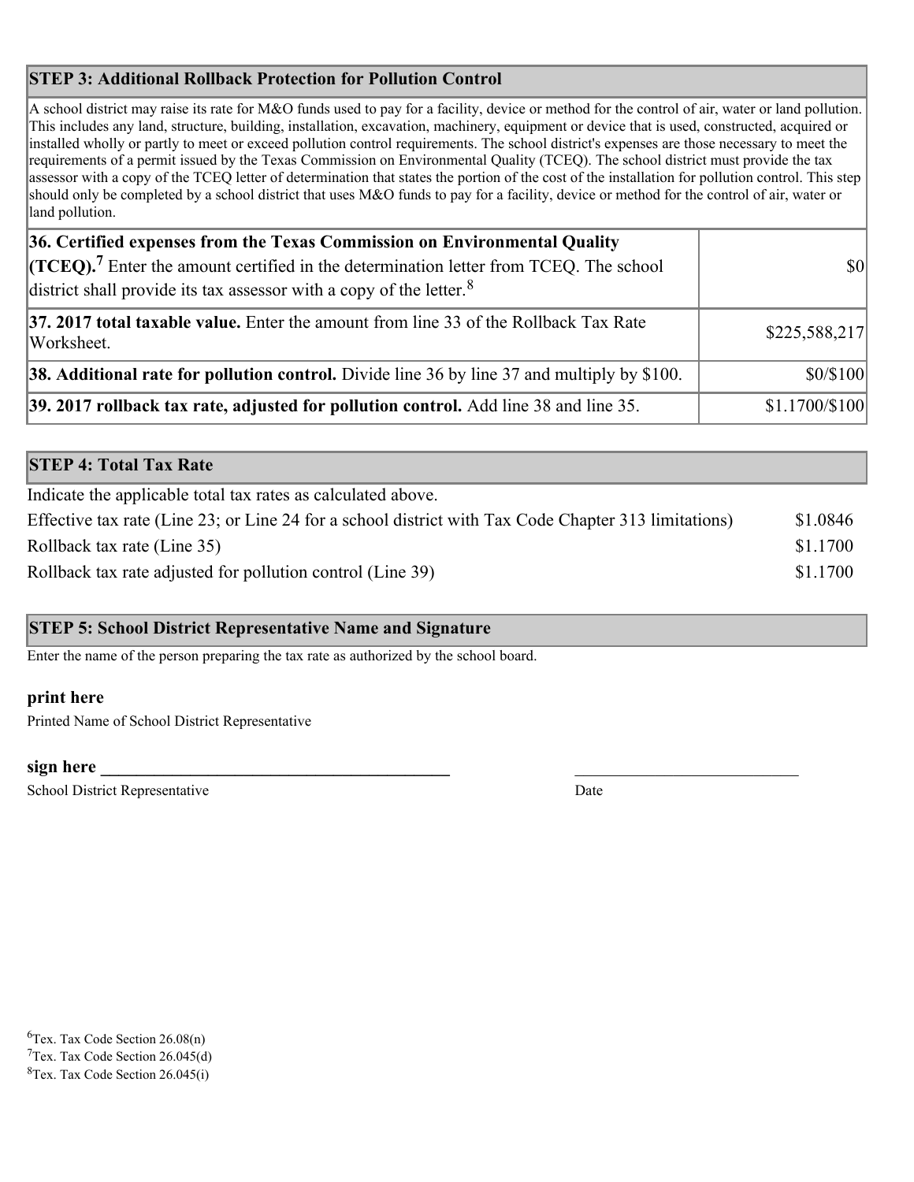## STEP 3: Additional Rollback Protection for Pollution Control

A school district may raise its rate for M&O funds used to pay for a facility, device or method for the control of air, water or land pollution. This includes any land, structure, building, installation, excavation, machinery, equipment or device that is used, constructed, acquired or installed wholly or partly to meet or exceed pollution control requirements. The school district's expenses are those necessary to meet the requirements of a permit issued by the Texas Commission on Environmental Quality (TCEQ). The school district must provide the tax assessor with a copy of the TCEQ letter of determination that states the portion of the cost of the installation for pollution control. This step should only be completed by a school district that uses M&O funds to pay for a facility, device or method for the control of air, water or land pollution.

| | |
|---|---|
| **36. Certified expenses from the Texas Commission on Environmental Quality (TCEQ).**[7] Enter the amount certified in the determination letter from TCEQ. The school district shall provide its tax assessor with a copy of the letter.[8] | $0 |
| **37. 2017 total taxable value.** Enter the amount from line 33 of the Rollback Tax Rate Worksheet. | $225,588,217 |
| **38. Additional rate for pollution control.** Divide line 36 by line 37 and multiply by $100. | $0/$100 |
| **39. 2017 rollback tax rate, adjusted for pollution control.** Add line 38 and line 35. | $1.1700/$100 |

## STEP 4: Total Tax Rate

Indicate the applicable total tax rates as calculated above.

| | |
|---|---|
| Effective tax rate (Line 23; or Line 24 for a school district with Tax Code Chapter 313 limitations) | $1.0846 |
| Rollback tax rate (Line 35) | $1.1700 |
| Rollback tax rate adjusted for pollution control (Line 39) | $1.1700 |

## STEP 5: School District Representative Name and Signature

Enter the name of the person preparing the tax rate as authorized by the school board.

**print here**

Printed Name of School District Representative

**sign here** ________________________________________ ____________________________

School District Representative Date

[6]Tex. Tax Code Section 26.08(n)
[7]Tex. Tax Code Section 26.045(d)
[8]Tex. Tax Code Section 26.045(i)